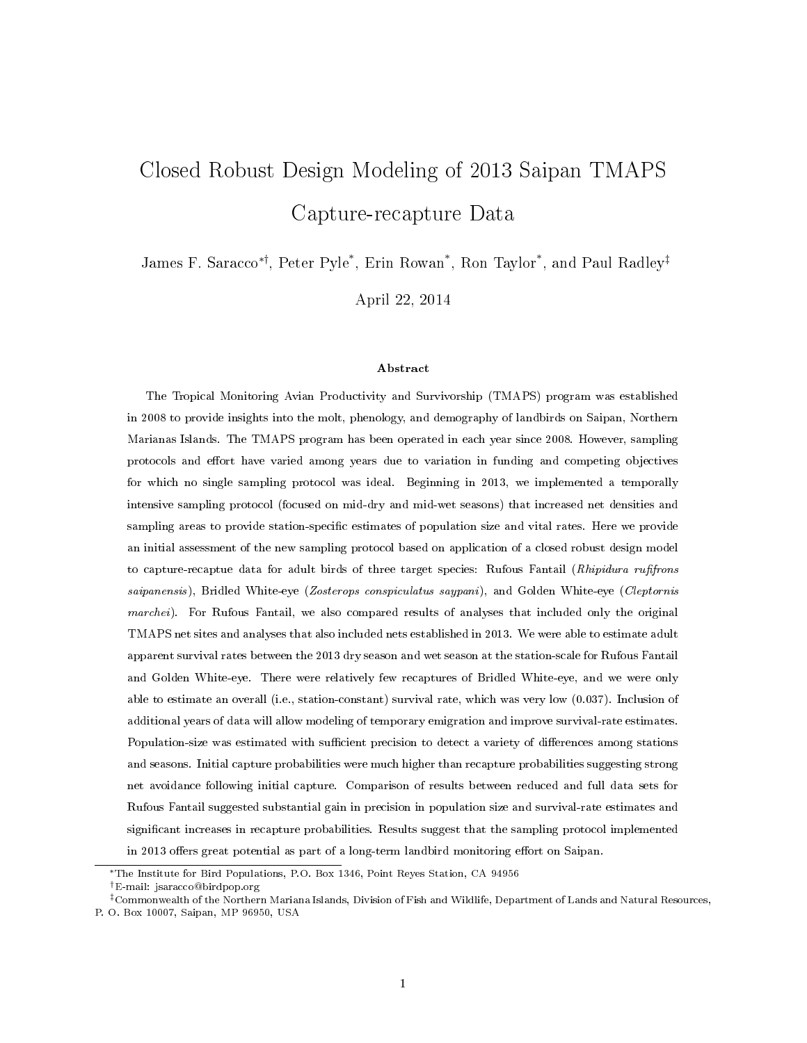# Closed Robust Design Modeling of 2013 Saipan TMAPS Capture-recapture Data

James F. Saracco[*,†], Peter Pyle[*], Erin Rowan[*], Ron Taylor[*], and Paul Radley[‡]

April 22, 2014

### Abstract

The Tropical Monitoring Avian Productivity and Survivorship (TMAPS) program was established in 2008 to provide insights into the molt, phenology, and demography of landbirds on Saipan, Northern Marianas Islands. The TMAPS program has been operated in each year since 2008. However, sampling protocols and effort have varied among years due to variation in funding and competing objectives for which no single sampling protocol was ideal. Beginning in 2013, we implemented a temporally intensive sampling protocol (focused on mid-dry and mid-wet seasons) that increased net densities and sampling areas to provide station-specific estimates of population size and vital rates. Here we provide an initial assessment of the new sampling protocol based on application of a closed robust design model to capture-recaptue data for adult birds of three target species: Rufous Fantail (*Rhipidura rufifrons saipanensis*), Bridled White-eye (*Zosterops conspiculatus saypani*), and Golden White-eye (*Cleptornis marchei*). For Rufous Fantail, we also compared results of analyses that included only the original TMAPS net sites and analyses that also included nets established in 2013. We were able to estimate adult apparent survival rates between the 2013 dry season and wet season at the station-scale for Rufous Fantail and Golden White-eye. There were relatively few recaptures of Bridled White-eye, and we were only able to estimate an overall (i.e., station-constant) survival rate, which was very low (0.037). Inclusion of additional years of data will allow modeling of temporary emigration and improve survival-rate estimates. Population-size was estimated with sufficient precision to detect a variety of differences among stations and seasons. Initial capture probabilities were much higher than recapture probabilities suggesting strong net avoidance following initial capture. Comparison of results between reduced and full data sets for Rufous Fantail suggested substantial gain in precision in population size and survival-rate estimates and significant increases in recapture probabilities. Results suggest that the sampling protocol implemented in 2013 offers great potential as part of a long-term landbird monitoring effort on Saipan.

---

[*] The Institute for Bird Populations, P.O. Box 1346, Point Reyes Station, CA 94956

[†] E-mail: jsaracco@birdpop.org

[‡] Commonwealth of the Northern Mariana Islands, Division of Fish and Wildlife, Department of Lands and Natural Resources, P. O. Box 10007, Saipan, MP 96950, USA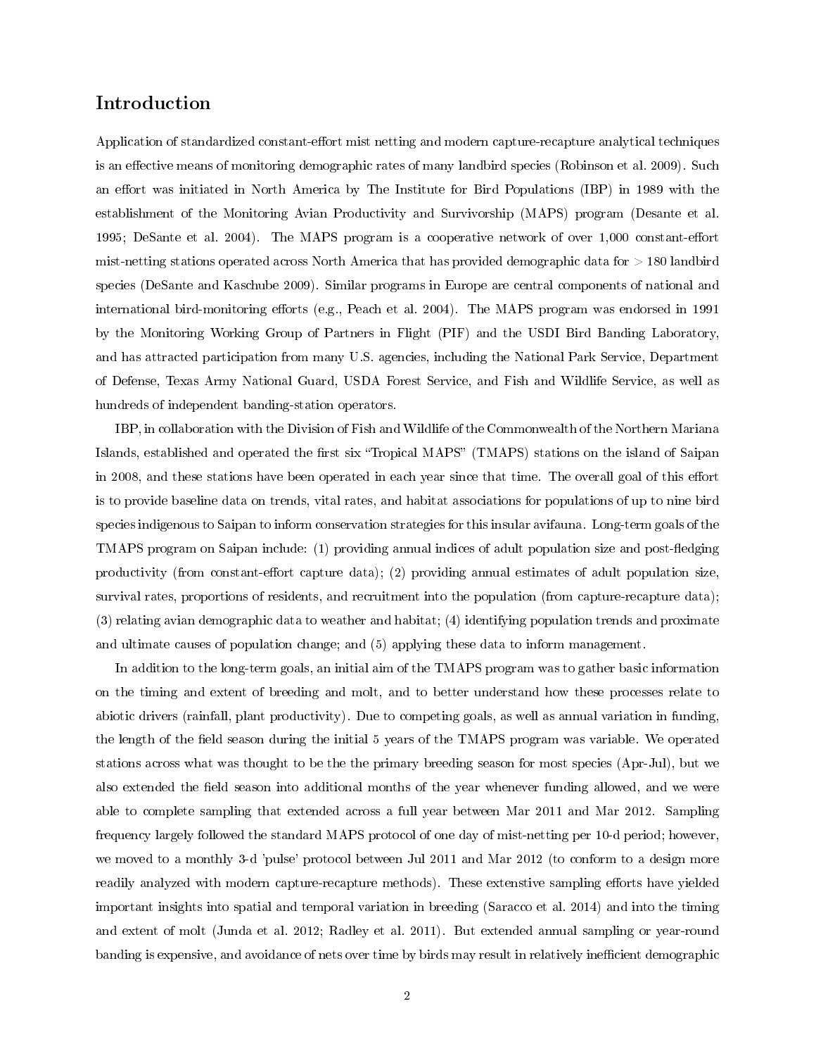## Introduction

Application of standardized constant-effort mist netting and modern capture-recapture analytical techniques is an effective means of monitoring demographic rates of many landbird species (Robinson et al. 2009). Such an effort was initiated in North America by The Institute for Bird Populations (IBP) in 1989 with the establishment of the Monitoring Avian Productivity and Survivorship (MAPS) program (Desante et al. 1995; DeSante et al. 2004). The MAPS program is a cooperative network of over 1,000 constant-effort mist-netting stations operated across North America that has provided demographic data for > 180 landbird species (DeSante and Kaschube 2009). Similar programs in Europe are central components of national and international bird-monitoring efforts (e.g., Peach et al. 2004). The MAPS program was endorsed in 1991 by the Monitoring Working Group of Partners in Flight (PIF) and the USDI Bird Banding Laboratory, and has attracted participation from many U.S. agencies, including the National Park Service, Department of Defense, Texas Army National Guard, USDA Forest Service, and Fish and Wildlife Service, as well as hundreds of independent banding-station operators.

IBP, in collaboration with the Division of Fish and Wildlife of the Commonwealth of the Northern Mariana Islands, established and operated the first six "Tropical MAPS" (TMAPS) stations on the island of Saipan in 2008, and these stations have been operated in each year since that time. The overall goal of this effort is to provide baseline data on trends, vital rates, and habitat associations for populations of up to nine bird species indigenous to Saipan to inform conservation strategies for this insular avifauna. Long-term goals of the TMAPS program on Saipan include: (1) providing annual indices of adult population size and post-fledging productivity (from constant-effort capture data); (2) providing annual estimates of adult population size, survival rates, proportions of residents, and recruitment into the population (from capture-recapture data); (3) relating avian demographic data to weather and habitat; (4) identifying population trends and proximate and ultimate causes of population change; and (5) applying these data to inform management.

In addition to the long-term goals, an initial aim of the TMAPS program was to gather basic information on the timing and extent of breeding and molt, and to better understand how these processes relate to abiotic drivers (rainfall, plant productivity). Due to competing goals, as well as annual variation in funding, the length of the field season during the initial 5 years of the TMAPS program was variable. We operated stations across what was thought to be the the primary breeding season for most species (Apr-Jul), but we also extended the field season into additional months of the year whenever funding allowed, and we were able to complete sampling that extended across a full year between Mar 2011 and Mar 2012. Sampling frequency largely followed the standard MAPS protocol of one day of mist-netting per 10-d period; however, we moved to a monthly 3-d 'pulse' protocol between Jul 2011 and Mar 2012 (to conform to a design more readily analyzed with modern capture-recapture methods). These extensive sampling efforts have yielded important insights into spatial and temporal variation in breeding (Saracco et al. 2014) and into the timing and extent of molt (Junda et al. 2012; Radley et al. 2011). But extended annual sampling or year-round banding is expensive, and avoidance of nets over time by birds may result in relatively inefficient demographic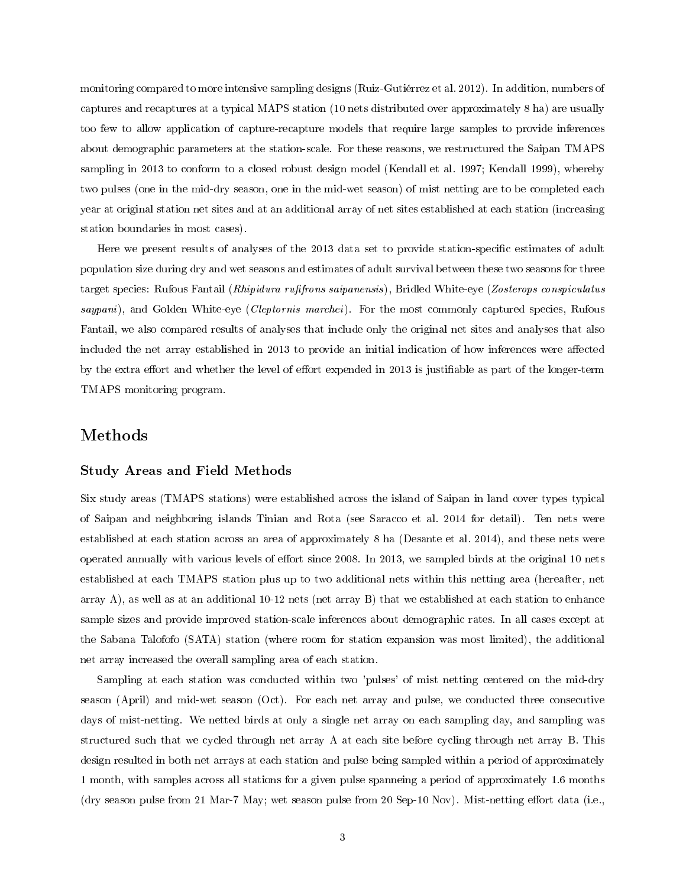monitoring compared to more intensive sampling designs (Ruiz-Gutiérrez et al. 2012). In addition, numbers of captures and recaptures at a typical MAPS station (10 nets distributed over approximately 8 ha) are usually too few to allow application of capture-recapture models that require large samples to provide inferences about demographic parameters at the station-scale. For these reasons, we restructured the Saipan TMAPS sampling in 2013 to conform to a closed robust design model (Kendall et al. 1997; Kendall 1999), whereby two pulses (one in the mid-dry season, one in the mid-wet season) of mist netting are to be completed each year at original station net sites and at an additional array of net sites established at each station (increasing station boundaries in most cases).

Here we present results of analyses of the 2013 data set to provide station-specific estimates of adult population size during dry and wet seasons and estimates of adult survival between these two seasons for three target species: Rufous Fantail (*Rhipidura rufifrons saipanensis*), Bridled White-eye (*Zosterops conspiculatus saypani*), and Golden White-eye (*Cleptornis marchei*). For the most commonly captured species, Rufous Fantail, we also compared results of analyses that include only the original net sites and analyses that also included the net array established in 2013 to provide an initial indication of how inferences were affected by the extra effort and whether the level of effort expended in 2013 is justifiable as part of the longer-term TMAPS monitoring program.

## Methods

### Study Areas and Field Methods

Six study areas (TMAPS stations) were established across the island of Saipan in land cover types typical of Saipan and neighboring islands Tinian and Rota (see Saracco et al. 2014 for detail). Ten nets were established at each station across an area of approximately 8 ha (Desante et al. 2014), and these nets were operated annually with various levels of effort since 2008. In 2013, we sampled birds at the original 10 nets established at each TMAPS station plus up to two additional nets within this netting area (hereafter, net array A), as well as at an additional 10-12 nets (net array B) that we established at each station to enhance sample sizes and provide improved station-scale inferences about demographic rates. In all cases except at the Sabana Talofofo (SATA) station (where room for station expansion was most limited), the additional net array increased the overall sampling area of each station.

Sampling at each station was conducted within two 'pulses' of mist netting centered on the mid-dry season (April) and mid-wet season (Oct). For each net array and pulse, we conducted three consecutive days of mist-netting. We netted birds at only a single net array on each sampling day, and sampling was structured such that we cycled through net array A at each site before cycling through net array B. This design resulted in both net arrays at each station and pulse being sampled within a period of approximately 1 month, with samples across all stations for a given pulse spanneing a period of approximately 1.6 months (dry season pulse from 21 Mar-7 May; wet season pulse from 20 Sep-10 Nov). Mist-netting effort data (i.e.,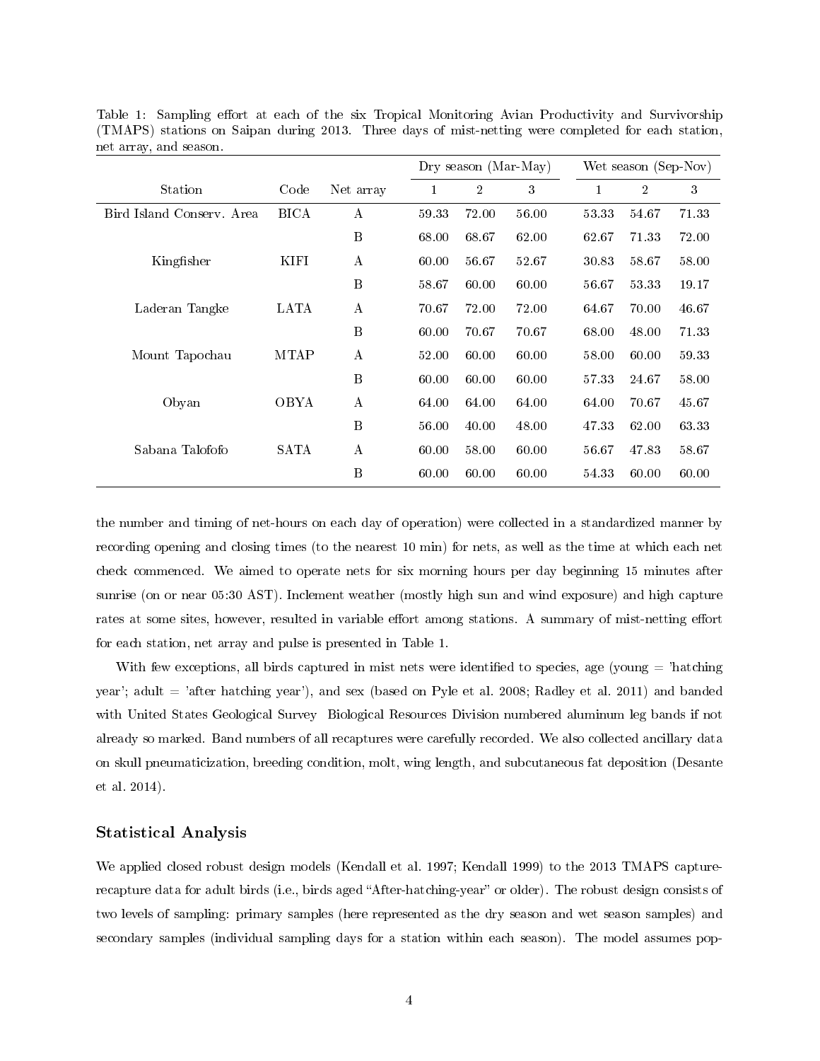Table 1: Sampling effort at each of the six Tropical Monitoring Avian Productivity and Survivorship (TMAPS) stations on Saipan during 2013. Three days of mist-netting were completed for each station, net array, and season.

| | | | Dry season (Mar-May) | | | Wet season (Sep-Nov) | | |
|---|---|---|---|---|---|---|---|---|
| Station | Code | Net array | 1 | 2 | 3 | 1 | 2 | 3 |
| Bird Island Conserv. Area | BICA | A | 59.33 | 72.00 | 56.00 | 53.33 | 54.67 | 71.33 |
| | | B | 68.00 | 68.67 | 62.00 | 62.67 | 71.33 | 72.00 |
| Kingfisher | KIFI | A | 60.00 | 56.67 | 52.67 | 30.83 | 58.67 | 58.00 |
| | | B | 58.67 | 60.00 | 60.00 | 56.67 | 53.33 | 19.17 |
| Laderan Tangke | LATA | A | 70.67 | 72.00 | 72.00 | 64.67 | 70.00 | 46.67 |
| | | B | 60.00 | 70.67 | 70.67 | 68.00 | 48.00 | 71.33 |
| Mount Tapochau | MTAP | A | 52.00 | 60.00 | 60.00 | 58.00 | 60.00 | 59.33 |
| | | B | 60.00 | 60.00 | 60.00 | 57.33 | 24.67 | 58.00 |
| Obyan | OBYA | A | 64.00 | 64.00 | 64.00 | 64.00 | 70.67 | 45.67 |
| | | B | 56.00 | 40.00 | 48.00 | 47.33 | 62.00 | 63.33 |
| Sabana Talofofo | SATA | A | 60.00 | 58.00 | 60.00 | 56.67 | 47.83 | 58.67 |
| | | B | 60.00 | 60.00 | 60.00 | 54.33 | 60.00 | 60.00 |

the number and timing of net-hours on each day of operation) were collected in a standardized manner by recording opening and closing times (to the nearest 10 min) for nets, as well as the time at which each net check commenced. We aimed to operate nets for six morning hours per day beginning 15 minutes after sunrise (on or near 05:30 AST). Inclement weather (mostly high sun and wind exposure) and high capture rates at some sites, however, resulted in variable effort among stations. A summary of mist-netting effort for each station, net array and pulse is presented in Table 1.

With few exceptions, all birds captured in mist nets were identified to species, age (young = 'hatching year'; adult = 'after hatching year'), and sex (based on Pyle et al. 2008; Radley et al. 2011) and banded with United States Geological Survey Biological Resources Division numbered aluminum leg bands if not already so marked. Band numbers of all recaptures were carefully recorded. We also collected ancillary data on skull pneumaticization, breeding condition, molt, wing length, and subcutaneous fat deposition (Desante et al. 2014).

### Statistical Analysis

We applied closed robust design models (Kendall et al. 1997; Kendall 1999) to the 2013 TMAPS capture-recapture data for adult birds (i.e., birds aged "After-hatching-year" or older). The robust design consists of two levels of sampling: primary samples (here represented as the dry season and wet season samples) and secondary samples (individual sampling days for a station within each season). The model assumes pop-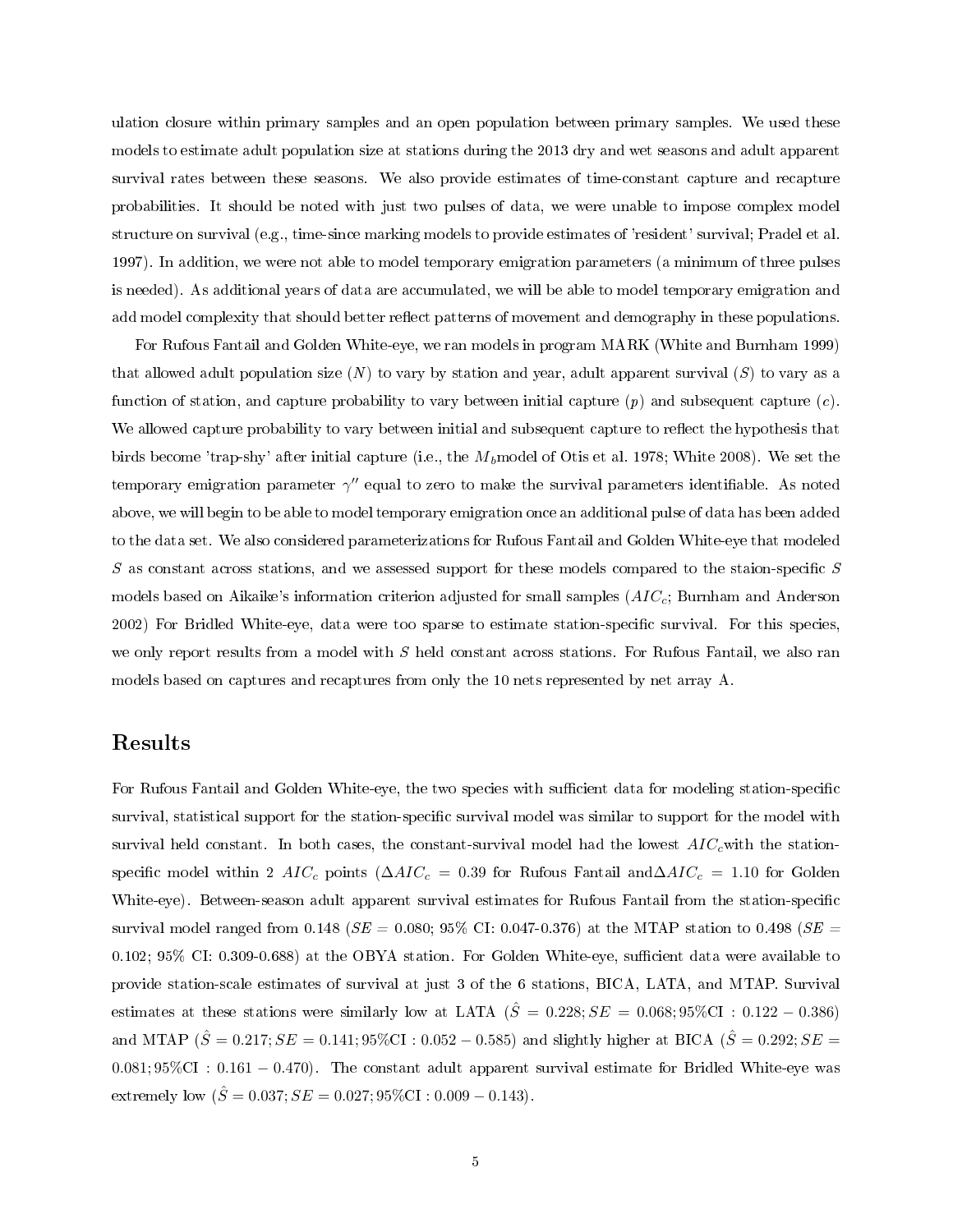ulation closure within primary samples and an open population between primary samples. We used these models to estimate adult population size at stations during the 2013 dry and wet seasons and adult apparent survival rates between these seasons. We also provide estimates of time-constant capture and recapture probabilities. It should be noted with just two pulses of data, we were unable to impose complex model structure on survival (e.g., time-since marking models to provide estimates of 'resident' survival; Pradel et al. 1997). In addition, we were not able to model temporary emigration parameters (a minimum of three pulses is needed). As additional years of data are accumulated, we will be able to model temporary emigration and add model complexity that should better reflect patterns of movement and demography in these populations.

For Rufous Fantail and Golden White-eye, we ran models in program MARK (White and Burnham 1999) that allowed adult population size ($N$) to vary by station and year, adult apparent survival ($S$) to vary as a function of station, and capture probability to vary between initial capture ($p$) and subsequent capture ($c$). We allowed capture probability to vary between initial and subsequent capture to reflect the hypothesis that birds become 'trap-shy' after initial capture (i.e., the $M_b$model of Otis et al. 1978; White 2008). We set the temporary emigration parameter $\gamma''$ equal to zero to make the survival parameters identifiable. As noted above, we will begin to be able to model temporary emigration once an additional pulse of data has been added to the data set. We also considered parameterizations for Rufous Fantail and Golden White-eye that modeled $S$ as constant across stations, and we assessed support for these models compared to the staion-specific $S$ models based on Aikaike's information criterion adjusted for small samples ($AIC_c$; Burnham and Anderson 2002) For Bridled White-eye, data were too sparse to estimate station-specific survival. For this species, we only report results from a model with $S$ held constant across stations. For Rufous Fantail, we also ran models based on captures and recaptures from only the 10 nets represented by net array A.

## Results

For Rufous Fantail and Golden White-eye, the two species with sufficient data for modeling station-specific survival, statistical support for the station-specific survival model was similar to support for the model with survival held constant. In both cases, the constant-survival model had the lowest $AIC_c$with the station-specific model within 2 $AIC_c$ points ($\Delta AIC_c = 0.39$ for Rufous Fantail and$\Delta AIC_c = 1.10$ for Golden White-eye). Between-season adult apparent survival estimates for Rufous Fantail from the station-specific survival model ranged from 0.148 ($SE$ = 0.080; 95% CI: 0.047-0.376) at the MTAP station to 0.498 ($SE$ = 0.102; 95% CI: 0.309-0.688) at the OBYA station. For Golden White-eye, sufficient data were available to provide station-scale estimates of survival at just 3 of the 6 stations, BICA, LATA, and MTAP. Survival estimates at these stations were similarly low at LATA ($\hat{S} = 0.228; SE = 0.068; 95\%\text{CI} : 0.122 - 0.386$) and MTAP ($\hat{S} = 0.217; SE = 0.141; 95\%\text{CI} : 0.052 - 0.585$) and slightly higher at BICA ($\hat{S} = 0.292; SE = 0.081; 95\%\text{CI} : 0.161 - 0.470$). The constant adult apparent survival estimate for Bridled White-eye was extremely low ($\hat{S} = 0.037; SE = 0.027; 95\%\text{CI} : 0.009 - 0.143$).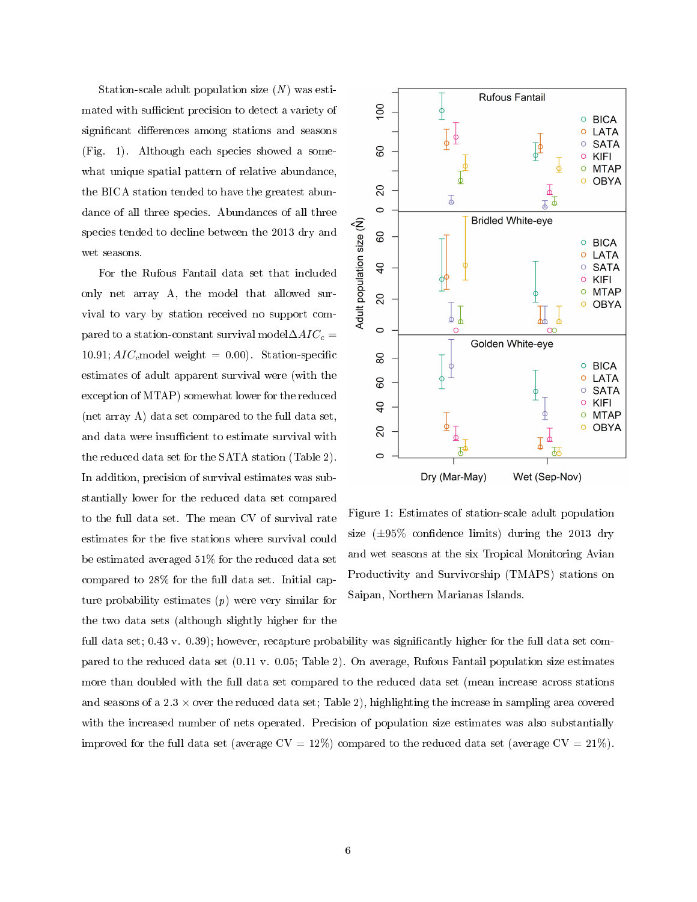Station-scale adult population size ($N$) was estimated with sufficient precision to detect a variety of significant differences among stations and seasons (Fig. 1). Although each species showed a somewhat unique spatial pattern of relative abundance, the BICA station tended to have the greatest abundance of all three species. Abundances of all three species tended to decline between the 2013 dry and wet seasons.

For the Rufous Fantail data set that included only net array A, the model that allowed survival to vary by station received no support compared to a station-constant survival model($\Delta AIC_c = 10.91$; $AIC_c$model weight $= 0.00$). Station-specific estimates of adult apparent survival were (with the exception of MTAP) somewhat lower for the reduced (net array A) data set compared to the full data set, and data were insufficient to estimate survival with the reduced data set for the SATA station (Table 2). In addition, precision of survival estimates was substantially lower for the reduced data set compared to the full data set. The mean CV of survival rate estimates for the five stations where survival could be estimated averaged 51% for the reduced data set compared to 28% for the full data set. Initial capture probability estimates ($p$) were very similar for the two data sets (although slightly higher for the full data set; 0.43 v. 0.39); however, recapture probability was significantly higher for the full data set compared to the reduced data set (0.11 v. 0.05; Table 2). On average, Rufous Fantail population size estimates more than doubled with the full data set compared to the reduced data set (mean increase across stations and seasons of a 2.3 $\times$ over the reduced data set; Table 2), highlighting the increase in sampling area covered with the increased number of nets operated. Precision of population size estimates was also substantially improved for the full data set (average CV = 12%) compared to the reduced data set (average CV = 21%).

Figure 1: Estimates of station-scale adult population size (±95% confidence limits) during the 2013 dry and wet seasons at the six Tropical Monitoring Avian Productivity and Survivorship (TMAPS) stations on Saipan, Northern Marianas Islands.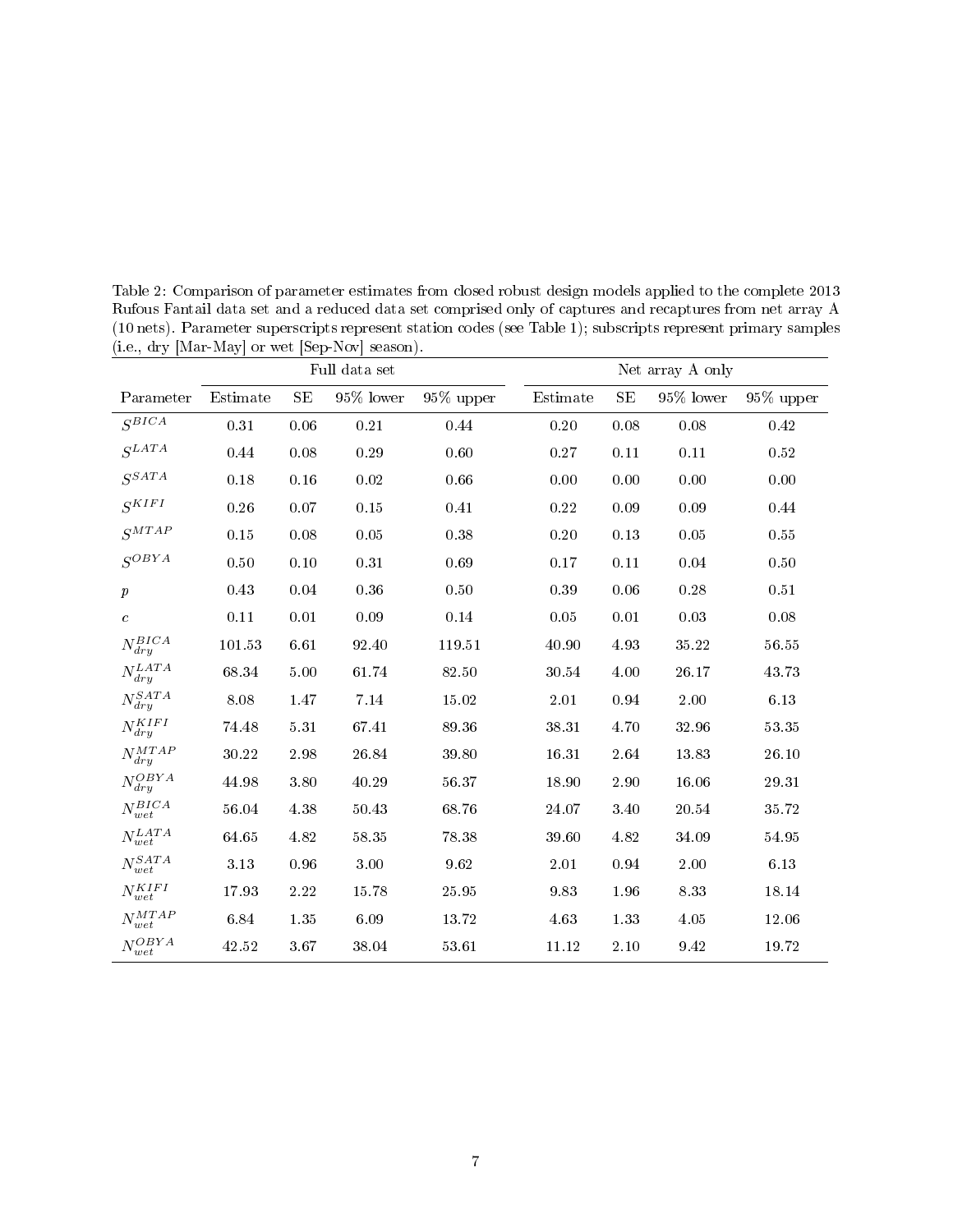Table 2: Comparison of parameter estimates from closed robust design models applied to the complete 2013 Rufous Fantail data set and a reduced data set comprised only of captures and recaptures from net array A (10 nets). Parameter superscripts represent station codes (see Table 1); subscripts represent primary samples (i.e., dry [Mar-May] or wet [Sep-Nov] season).

| | Full data set | | | | Net array A only | | | |
|---|---|---|---|---|---|---|---|---|
| Parameter | Estimate | SE | 95% lower | 95% upper | Estimate | SE | 95% lower | 95% upper |
| $S^{BICA}$ | 0.31 | 0.06 | 0.21 | 0.44 | 0.20 | 0.08 | 0.08 | 0.42 |
| $S^{LATA}$ | 0.44 | 0.08 | 0.29 | 0.60 | 0.27 | 0.11 | 0.11 | 0.52 |
| $S^{SATA}$ | 0.18 | 0.16 | 0.02 | 0.66 | 0.00 | 0.00 | 0.00 | 0.00 |
| $S^{KIFI}$ | 0.26 | 0.07 | 0.15 | 0.41 | 0.22 | 0.09 | 0.09 | 0.44 |
| $S^{MTAP}$ | 0.15 | 0.08 | 0.05 | 0.38 | 0.20 | 0.13 | 0.05 | 0.55 |
| $S^{OBYA}$ | 0.50 | 0.10 | 0.31 | 0.69 | 0.17 | 0.11 | 0.04 | 0.50 |
| $p$ | 0.43 | 0.04 | 0.36 | 0.50 | 0.39 | 0.06 | 0.28 | 0.51 |
| $c$ | 0.11 | 0.01 | 0.09 | 0.14 | 0.05 | 0.01 | 0.03 | 0.08 |
| $N^{BICA}_{dry}$ | 101.53 | 6.61 | 92.40 | 119.51 | 40.90 | 4.93 | 35.22 | 56.55 |
| $N^{LATA}_{dry}$ | 68.34 | 5.00 | 61.74 | 82.50 | 30.54 | 4.00 | 26.17 | 43.73 |
| $N^{SATA}_{dry}$ | 8.08 | 1.47 | 7.14 | 15.02 | 2.01 | 0.94 | 2.00 | 6.13 |
| $N^{KIFI}_{dry}$ | 74.48 | 5.31 | 67.41 | 89.36 | 38.31 | 4.70 | 32.96 | 53.35 |
| $N^{MTAP}_{dry}$ | 30.22 | 2.98 | 26.84 | 39.80 | 16.31 | 2.64 | 13.83 | 26.10 |
| $N^{OBYA}_{dry}$ | 44.98 | 3.80 | 40.29 | 56.37 | 18.90 | 2.90 | 16.06 | 29.31 |
| $N^{BICA}_{wet}$ | 56.04 | 4.38 | 50.43 | 68.76 | 24.07 | 3.40 | 20.54 | 35.72 |
| $N^{LATA}_{wet}$ | 64.65 | 4.82 | 58.35 | 78.38 | 39.60 | 4.82 | 34.09 | 54.95 |
| $N^{SATA}_{wet}$ | 3.13 | 0.96 | 3.00 | 9.62 | 2.01 | 0.94 | 2.00 | 6.13 |
| $N^{KIFI}_{wet}$ | 17.93 | 2.22 | 15.78 | 25.95 | 9.83 | 1.96 | 8.33 | 18.14 |
| $N^{MTAP}_{wet}$ | 6.84 | 1.35 | 6.09 | 13.72 | 4.63 | 1.33 | 4.05 | 12.06 |
| $N^{OBYA}_{wet}$ | 42.52 | 3.67 | 38.04 | 53.61 | 11.12 | 2.10 | 9.42 | 19.72 |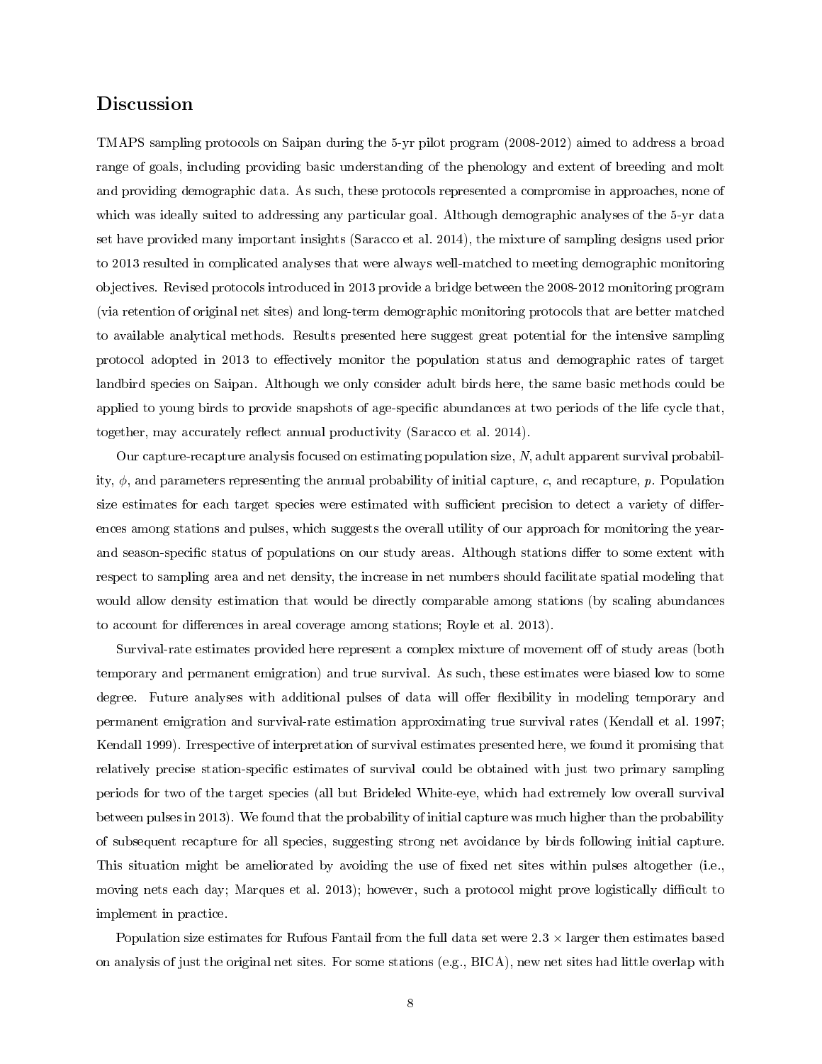## Discussion

TMAPS sampling protocols on Saipan during the 5-yr pilot program (2008-2012) aimed to address a broad range of goals, including providing basic understanding of the phenology and extent of breeding and molt and providing demographic data. As such, these protocols represented a compromise in approaches, none of which was ideally suited to addressing any particular goal. Although demographic analyses of the 5-yr data set have provided many important insights (Saracco et al. 2014), the mixture of sampling designs used prior to 2013 resulted in complicated analyses that were always well-matched to meeting demographic monitoring objectives. Revised protocols introduced in 2013 provide a bridge between the 2008-2012 monitoring program (via retention of original net sites) and long-term demographic monitoring protocols that are better matched to available analytical methods. Results presented here suggest great potential for the intensive sampling protocol adopted in 2013 to effectively monitor the population status and demographic rates of target landbird species on Saipan. Although we only consider adult birds here, the same basic methods could be applied to young birds to provide snapshots of age-specific abundances at two periods of the life cycle that, together, may accurately reflect annual productivity (Saracco et al. 2014).

Our capture-recapture analysis focused on estimating population size, $N$, adult apparent survival probability, $\phi$, and parameters representing the annual probability of initial capture, $c$, and recapture, $p$. Population size estimates for each target species were estimated with sufficient precision to detect a variety of differences among stations and pulses, which suggests the overall utility of our approach for monitoring the year- and season-specific status of populations on our study areas. Although stations differ to some extent with respect to sampling area and net density, the increase in net numbers should facilitate spatial modeling that would allow density estimation that would be directly comparable among stations (by scaling abundances to account for differences in areal coverage among stations; Royle et al. 2013).

Survival-rate estimates provided here represent a complex mixture of movement off of study areas (both temporary and permanent emigration) and true survival. As such, these estimates were biased low to some degree. Future analyses with additional pulses of data will offer flexibility in modeling temporary and permanent emigration and survival-rate estimation approximating true survival rates (Kendall et al. 1997; Kendall 1999). Irrespective of interpretation of survival estimates presented here, we found it promising that relatively precise station-specific estimates of survival could be obtained with just two primary sampling periods for two of the target species (all but Brideled White-eye, which had extremely low overall survival between pulses in 2013). We found that the probability of initial capture was much higher than the probability of subsequent recapture for all species, suggesting strong net avoidance by birds following initial capture. This situation might be ameliorated by avoiding the use of fixed net sites within pulses altogether (i.e., moving nets each day; Marques et al. 2013); however, such a protocol might prove logistically difficult to implement in practice.

Population size estimates for Rufous Fantail from the full data set were 2.3 × larger then estimates based on analysis of just the original net sites. For some stations (e.g., BICA), new net sites had little overlap with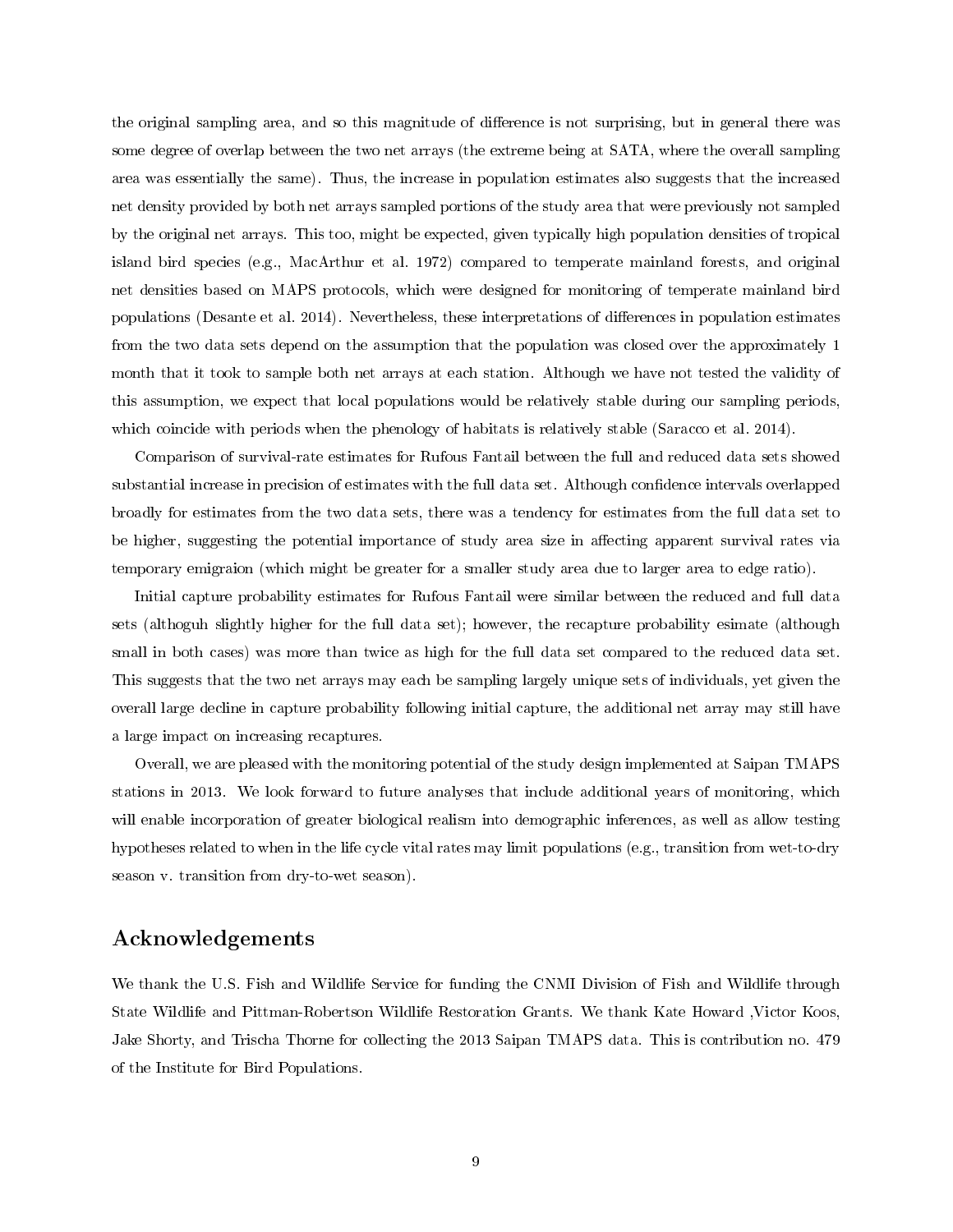the original sampling area, and so this magnitude of difference is not surprising, but in general there was some degree of overlap between the two net arrays (the extreme being at SATA, where the overall sampling area was essentially the same). Thus, the increase in population estimates also suggests that the increased net density provided by both net arrays sampled portions of the study area that were previously not sampled by the original net arrays. This too, might be expected, given typically high population densities of tropical island bird species (e.g., MacArthur et al. 1972) compared to temperate mainland forests, and original net densities based on MAPS protocols, which were designed for monitoring of temperate mainland bird populations (Desante et al. 2014). Nevertheless, these interpretations of differences in population estimates from the two data sets depend on the assumption that the population was closed over the approximately 1 month that it took to sample both net arrays at each station. Although we have not tested the validity of this assumption, we expect that local populations would be relatively stable during our sampling periods, which coincide with periods when the phenology of habitats is relatively stable (Saracco et al. 2014).

Comparison of survival-rate estimates for Rufous Fantail between the full and reduced data sets showed substantial increase in precision of estimates with the full data set. Although confidence intervals overlapped broadly for estimates from the two data sets, there was a tendency for estimates from the full data set to be higher, suggesting the potential importance of study area size in affecting apparent survival rates via temporary emigraion (which might be greater for a smaller study area due to larger area to edge ratio).

Initial capture probability estimates for Rufous Fantail were similar between the reduced and full data sets (althoguh slightly higher for the full data set); however, the recapture probability esimate (although small in both cases) was more than twice as high for the full data set compared to the reduced data set. This suggests that the two net arrays may each be sampling largely unique sets of individuals, yet given the overall large decline in capture probability following initial capture, the additional net array may still have a large impact on increasing recaptures.

Overall, we are pleased with the monitoring potential of the study design implemented at Saipan TMAPS stations in 2013. We look forward to future analyses that include additional years of monitoring, which will enable incorporation of greater biological realism into demographic inferences, as well as allow testing hypotheses related to when in the life cycle vital rates may limit populations (e.g., transition from wet-to-dry season v. transition from dry-to-wet season).

## Acknowledgements

We thank the U.S. Fish and Wildlife Service for funding the CNMI Division of Fish and Wildlife through State Wildlife and Pittman-Robertson Wildlife Restoration Grants. We thank Kate Howard ,Victor Koos, Jake Shorty, and Trischa Thorne for collecting the 2013 Saipan TMAPS data. This is contribution no. 479 of the Institute for Bird Populations.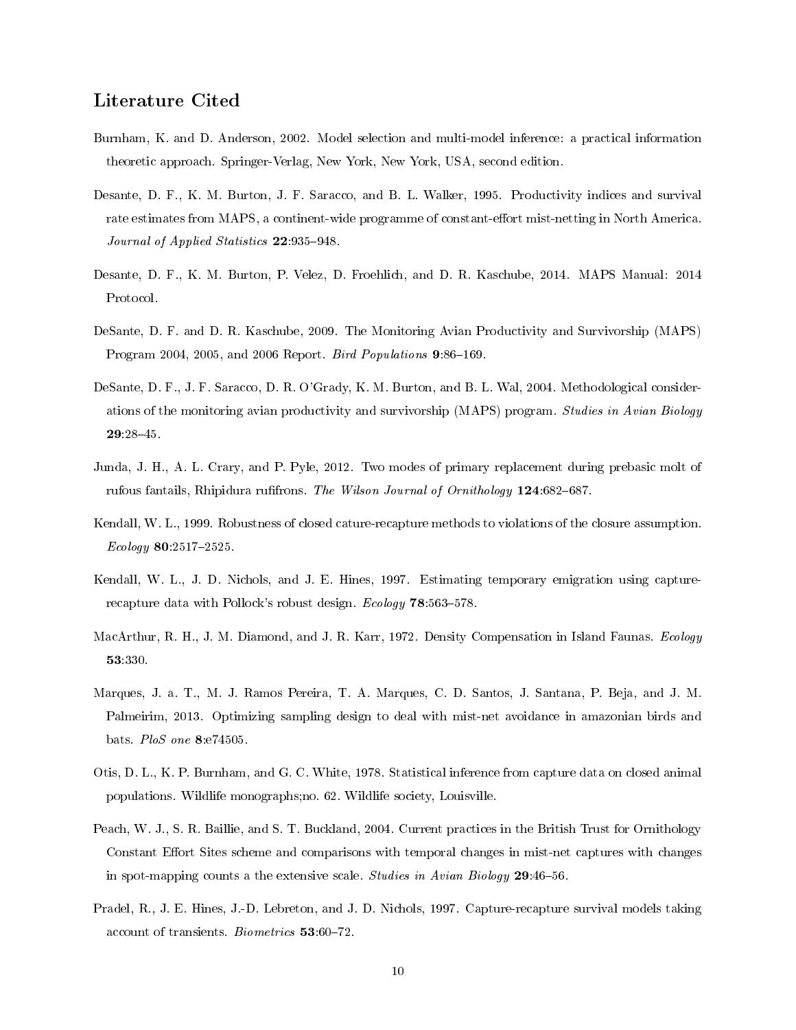## Literature Cited

Burnham, K. and D. Anderson, 2002. Model selection and multi-model inference: a practical information theoretic approach. Springer-Verlag, New York, New York, USA, second edition.

Desante, D. F., K. M. Burton, J. F. Saracco, and B. L. Walker, 1995. Productivity indices and survival rate estimates from MAPS, a continent-wide programme of constant-effort mist-netting in North America. *Journal of Applied Statistics* **22**:935–948.

Desante, D. F., K. M. Burton, P. Velez, D. Froehlich, and D. R. Kaschube, 2014. MAPS Manual: 2014 Protocol.

DeSante, D. F. and D. R. Kaschube, 2009. The Monitoring Avian Productivity and Survivorship (MAPS) Program 2004, 2005, and 2006 Report. *Bird Populations* **9**:86–169.

DeSante, D. F., J. F. Saracco, D. R. O'Grady, K. M. Burton, and B. L. Wal, 2004. Methodological considerations of the monitoring avian productivity and survivorship (MAPS) program. *Studies in Avian Biology* **29**:28–45.

Junda, J. H., A. L. Crary, and P. Pyle, 2012. Two modes of primary replacement during prebasic molt of rufous fantails, Rhipidura rufifrons. *The Wilson Journal of Ornithology* **124**:682–687.

Kendall, W. L., 1999. Robustness of closed cature-recapture methods to violations of the closure assumption. *Ecology* **80**:2517–2525.

Kendall, W. L., J. D. Nichols, and J. E. Hines, 1997. Estimating temporary emigration using capture-recapture data with Pollock's robust design. *Ecology* **78**:563–578.

MacArthur, R. H., J. M. Diamond, and J. R. Karr, 1972. Density Compensation in Island Faunas. *Ecology* **53**:330.

Marques, J. a. T., M. J. Ramos Pereira, T. A. Marques, C. D. Santos, J. Santana, P. Beja, and J. M. Palmeirim, 2013. Optimizing sampling design to deal with mist-net avoidance in amazonian birds and bats. *PloS one* **8**:e74505.

Otis, D. L., K. P. Burnham, and G. C. White, 1978. Statistical inference from capture data on closed animal populations. Wildlife monographs;no. 62. Wildlife society, Louisville.

Peach, W. J., S. R. Baillie, and S. T. Buckland, 2004. Current practices in the British Trust for Ornithology Constant Effort Sites scheme and comparisons with temporal changes in mist-net captures with changes in spot-mapping counts a the extensive scale. *Studies in Avian Biology* **29**:46–56.

Pradel, R., J. E. Hines, J.-D. Lebreton, and J. D. Nichols, 1997. Capture-recapture survival models taking account of transients. *Biometrics* **53**:60–72.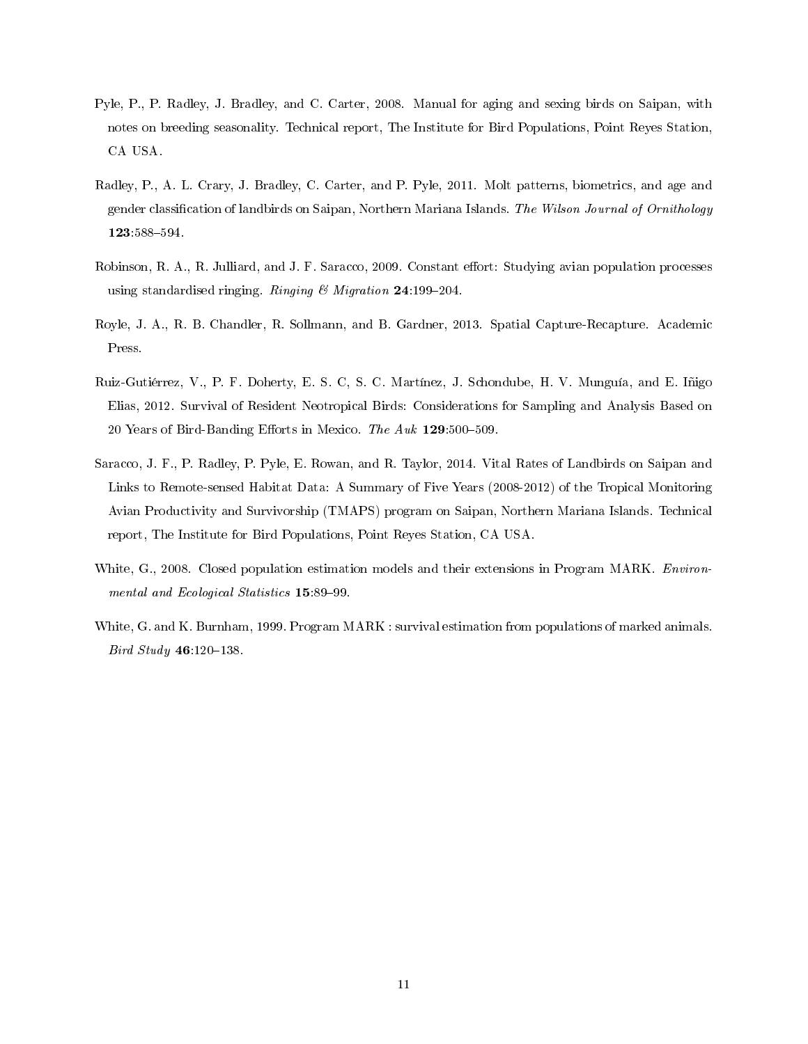Pyle, P., P. Radley, J. Bradley, and C. Carter, 2008. Manual for aging and sexing birds on Saipan, with notes on breeding seasonality. Technical report, The Institute for Bird Populations, Point Reyes Station, CA USA.

Radley, P., A. L. Crary, J. Bradley, C. Carter, and P. Pyle, 2011. Molt patterns, biometrics, and age and gender classification of landbirds on Saipan, Northern Mariana Islands. *The Wilson Journal of Ornithology* **123**:588–594.

Robinson, R. A., R. Julliard, and J. F. Saracco, 2009. Constant effort: Studying avian population processes using standardised ringing. *Ringing & Migration* **24**:199–204.

Royle, J. A., R. B. Chandler, R. Sollmann, and B. Gardner, 2013. Spatial Capture-Recapture. Academic Press.

Ruiz-Gutiérrez, V., P. F. Doherty, E. S. C, S. C. Martínez, J. Schondube, H. V. Munguía, and E. Iñigo Elias, 2012. Survival of Resident Neotropical Birds: Considerations for Sampling and Analysis Based on 20 Years of Bird-Banding Efforts in Mexico. *The Auk* **129**:500–509.

Saracco, J. F., P. Radley, P. Pyle, E. Rowan, and R. Taylor, 2014. Vital Rates of Landbirds on Saipan and Links to Remote-sensed Habitat Data: A Summary of Five Years (2008-2012) of the Tropical Monitoring Avian Productivity and Survivorship (TMAPS) program on Saipan, Northern Mariana Islands. Technical report, The Institute for Bird Populations, Point Reyes Station, CA USA.

White, G., 2008. Closed population estimation models and their extensions in Program MARK. *Environmental and Ecological Statistics* **15**:89–99.

White, G. and K. Burnham, 1999. Program MARK : survival estimation from populations of marked animals. *Bird Study* **46**:120–138.